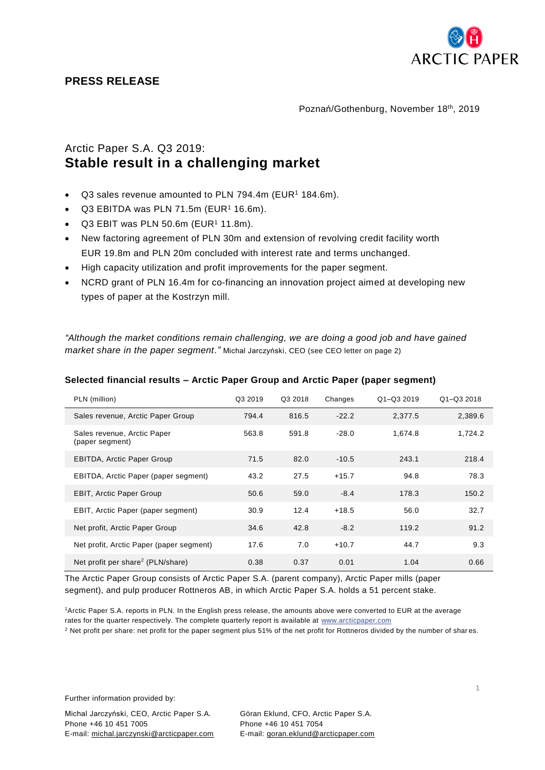# PRESS RELEASE

Poznań/Gothenburg, November 18th, 2019

## Arctic Paper S.A. Q3 2019:
## **Stable result in a challenging market**

- Q3 sales revenue amounted to PLN 794.4m (EUR[1] 184.6m).
- Q3 EBITDA was PLN 71.5m (EUR[1] 16.6m).
- Q3 EBIT was PLN 50.6m (EUR[1] 11.8m).
- New factoring agreement of PLN 30m and extension of revolving credit facility worth EUR 19.8m and PLN 20m concluded with interest rate and terms unchanged.
- High capacity utilization and profit improvements for the paper segment.
- NCRD grant of PLN 16.4m for co-financing an innovation project aimed at developing new types of paper at the Kostrzyn mill.

*"Although the market conditions remain challenging, we are doing a good job and have gained market share in the paper segment."* Michal Jarczyński, CEO (see CEO letter on page 2)

### Selected financial results – Arctic Paper Group and Arctic Paper (paper segment)

| PLN (million) | Q3 2019 | Q3 2018 | Changes | Q1–Q3 2019 | Q1–Q3 2018 |
|---|---|---|---|---|---|
| Sales revenue, Arctic Paper Group | 794.4 | 816.5 | -22.2 | 2,377.5 | 2,389.6 |
| Sales revenue, Arctic Paper (paper segment) | 563.8 | 591.8 | -28.0 | 1,674.8 | 1,724.2 |
| EBITDA, Arctic Paper Group | 71.5 | 82.0 | -10.5 | 243.1 | 218.4 |
| EBITDA, Arctic Paper (paper segment) | 43.2 | 27.5 | +15.7 | 94.8 | 78.3 |
| EBIT, Arctic Paper Group | 50.6 | 59.0 | -8.4 | 178.3 | 150.2 |
| EBIT, Arctic Paper (paper segment) | 30.9 | 12.4 | +18.5 | 56.0 | 32.7 |
| Net profit, Arctic Paper Group | 34.6 | 42.8 | -8.2 | 119.2 | 91.2 |
| Net profit, Arctic Paper (paper segment) | 17.6 | 7.0 | +10.7 | 44.7 | 9.3 |
| Net profit per share[2] (PLN/share) | 0.38 | 0.37 | 0.01 | 1.04 | 0.66 |

The Arctic Paper Group consists of Arctic Paper S.A. (parent company), Arctic Paper mills (paper segment), and pulp producer Rottneros AB, in which Arctic Paper S.A. holds a 51 percent stake.

[1]Arctic Paper S.A. reports in PLN. In the English press release, the amounts above were converted to EUR at the average rates for the quarter respectively. The complete quarterly report is available at www.arcticpaper.com

[2] Net profit per share: net profit for the paper segment plus 51% of the net profit for Rottneros divided by the number of shares.

Further information provided by:

Michal Jarczyński, CEO, Arctic Paper S.A.
Phone +46 10 451 7005
E-mail: michal.jarczynski@arcticpaper.com

Göran Eklund, CFO, Arctic Paper S.A.
Phone +46 10 451 7054
E-mail: goran.eklund@arcticpaper.com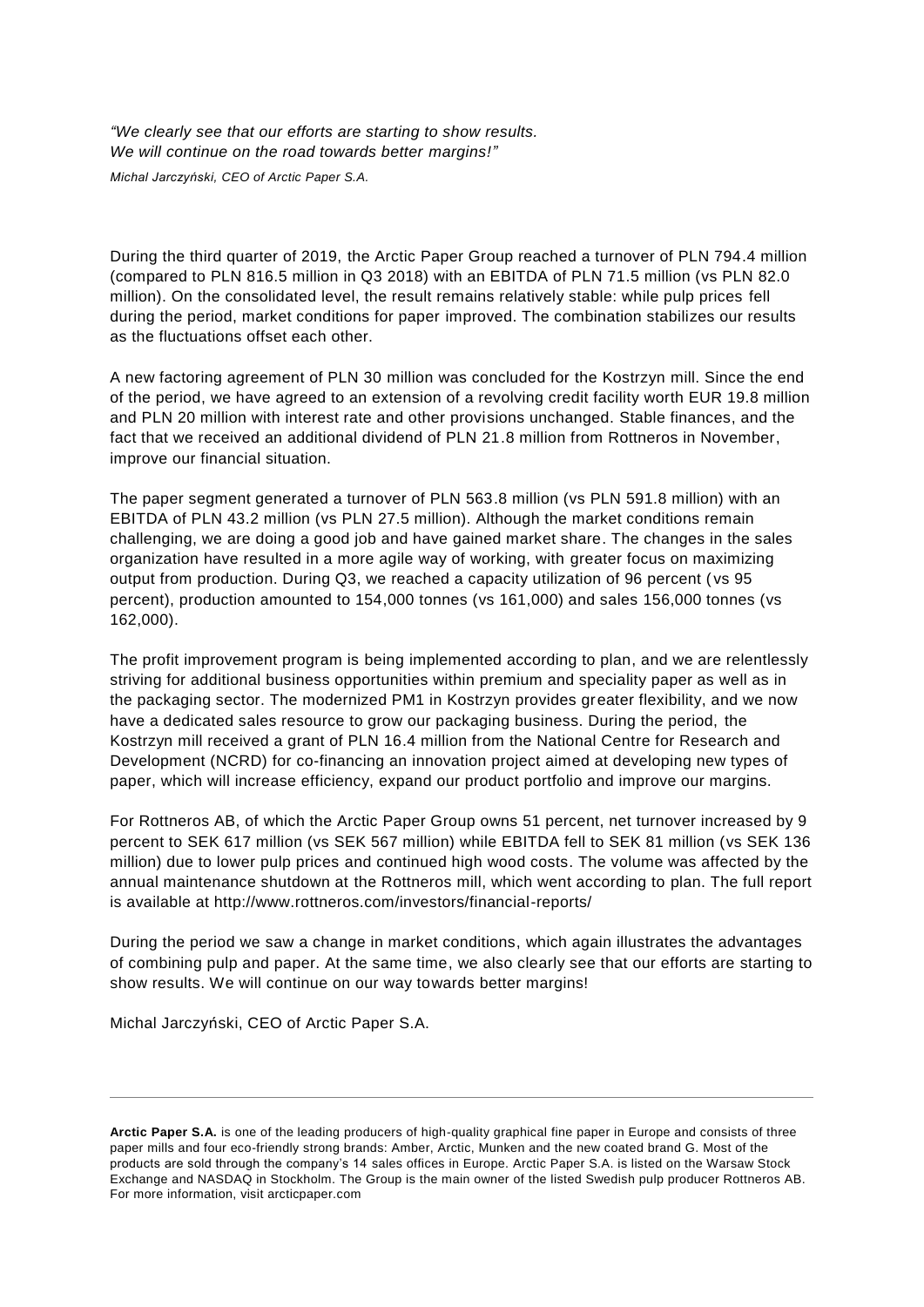*"We clearly see that our efforts are starting to show results.*
*We will continue on the road towards better margins!"*

*Michal Jarczyński, CEO of Arctic Paper S.A.*

During the third quarter of 2019, the Arctic Paper Group reached a turnover of PLN 794.4 million (compared to PLN 816.5 million in Q3 2018) with an EBITDA of PLN 71.5 million (vs PLN 82.0 million). On the consolidated level, the result remains relatively stable: while pulp prices fell during the period, market conditions for paper improved. The combination stabilizes our results as the fluctuations offset each other.

A new factoring agreement of PLN 30 million was concluded for the Kostrzyn mill. Since the end of the period, we have agreed to an extension of a revolving credit facility worth EUR 19.8 million and PLN 20 million with interest rate and other provisions unchanged. Stable finances, and the fact that we received an additional dividend of PLN 21.8 million from Rottneros in November, improve our financial situation.

The paper segment generated a turnover of PLN 563.8 million (vs PLN 591.8 million) with an EBITDA of PLN 43.2 million (vs PLN 27.5 million). Although the market conditions remain challenging, we are doing a good job and have gained market share. The changes in the sales organization have resulted in a more agile way of working, with greater focus on maximizing output from production. During Q3, we reached a capacity utilization of 96 percent (vs 95 percent), production amounted to 154,000 tonnes (vs 161,000) and sales 156,000 tonnes (vs 162,000).

The profit improvement program is being implemented according to plan, and we are relentlessly striving for additional business opportunities within premium and speciality paper as well as in the packaging sector. The modernized PM1 in Kostrzyn provides greater flexibility, and we now have a dedicated sales resource to grow our packaging business. During the period, the Kostrzyn mill received a grant of PLN 16.4 million from the National Centre for Research and Development (NCRD) for co-financing an innovation project aimed at developing new types of paper, which will increase efficiency, expand our product portfolio and improve our margins.

For Rottneros AB, of which the Arctic Paper Group owns 51 percent, net turnover increased by 9 percent to SEK 617 million (vs SEK 567 million) while EBITDA fell to SEK 81 million (vs SEK 136 million) due to lower pulp prices and continued high wood costs. The volume was affected by the annual maintenance shutdown at the Rottneros mill, which went according to plan. The full report is available at http://www.rottneros.com/investors/financial-reports/

During the period we saw a change in market conditions, which again illustrates the advantages of combining pulp and paper. At the same time, we also clearly see that our efforts are starting to show results. We will continue on our way towards better margins!

Michal Jarczyński, CEO of Arctic Paper S.A.

---

**Arctic Paper S.A.** is one of the leading producers of high-quality graphical fine paper in Europe and consists of three paper mills and four eco-friendly strong brands: Amber, Arctic, Munken and the new coated brand G. Most of the products are sold through the company's 14 sales offices in Europe. Arctic Paper S.A. is listed on the Warsaw Stock Exchange and NASDAQ in Stockholm. The Group is the main owner of the listed Swedish pulp producer Rottneros AB. For more information, visit arcticpaper.com